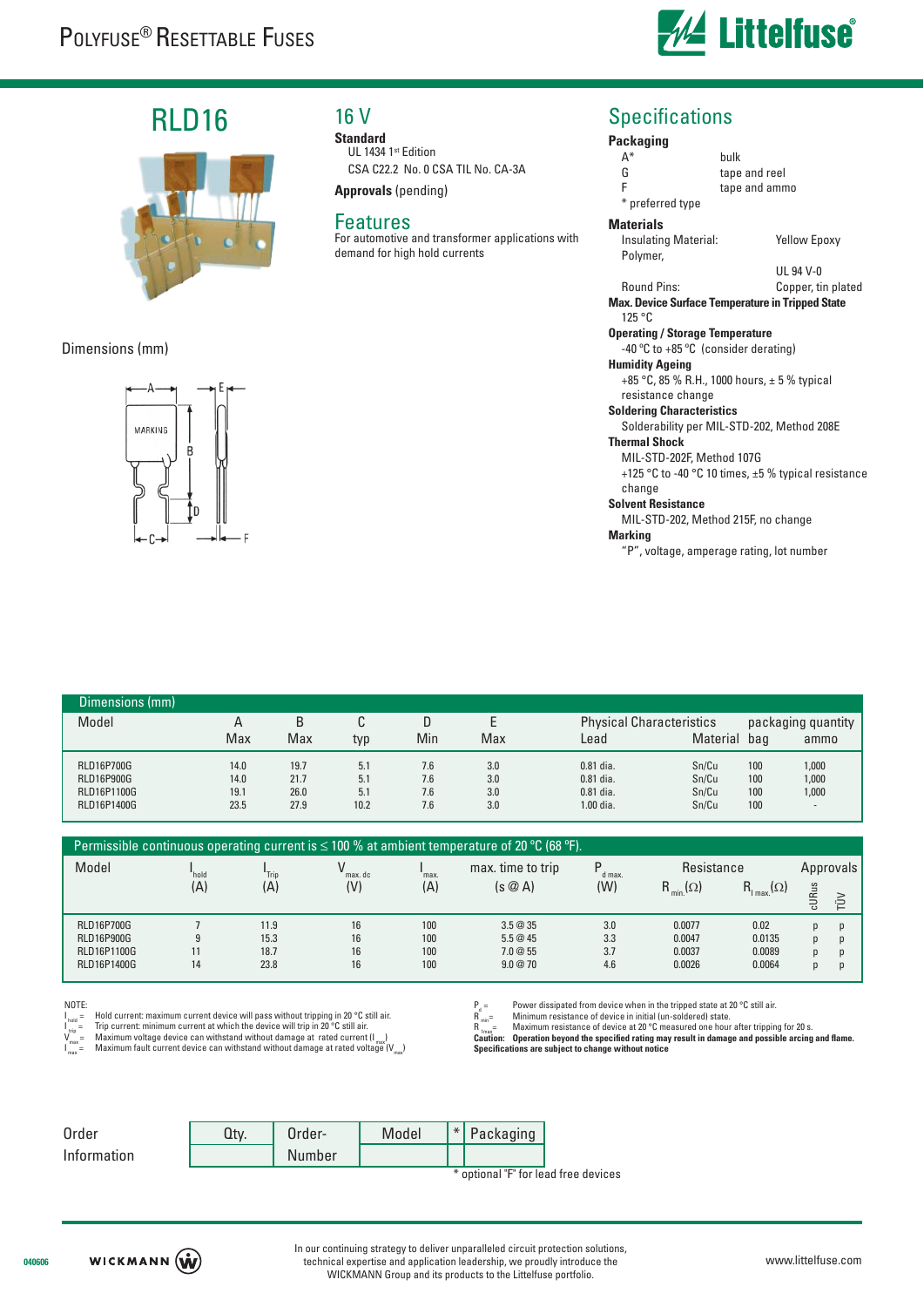# POLYFUSE® RESETTABLE FUSES

## RLD16

Dimensions (mm)

## 16 V

**Standard**

UL 1434 1st Edition

CSA C22.2 No. 0 CSA TIL No. CA-3A

**Approvals** (pending)

## Features

For automotive and transformer applications with demand for high hold currents

## Specifications

**Packaging**

| | |
|---|---|
| A* | bulk |
| G | tape and reel |
| F | tape and ammo |

\* preferred type

**Materials**

Insulating Material: Polymer, Yellow Epoxy UL 94 V-0

Round Pins: Copper, tin plated

**Max. Device Surface Temperature in Tripped State**

125 °C

**Operating / Storage Temperature**

-40 °C to +85 °C (consider derating)

**Humidity Ageing**

+85 °C, 85 % R.H., 1000 hours, ± 5 % typical resistance change

**Soldering Characteristics**

Solderability per MIL-STD-202, Method 208E

**Thermal Shock**

MIL-STD-202F, Method 107G

+125 °C to -40 °C 10 times, ±5 % typical resistance change

**Solvent Resistance**

MIL-STD-202, Method 215F, no change

**Marking**

"P", voltage, amperage rating, lot number

| Dimensions (mm) | | | | | | Physical Characteristics | | packaging quantity | |
|---|---|---|---|---|---|---|---|---|---|
| Model | A Max | B Max | C typ | D Min | E Max | Lead | Material | bag | ammo |
| RLD16P700G | 14.0 | 19.7 | 5.1 | 7.6 | 3.0 | 0.81 dia. | Sn/Cu | 100 | 1,000 |
| RLD16P900G | 14.0 | 21.7 | 5.1 | 7.6 | 3.0 | 0.81 dia. | Sn/Cu | 100 | 1,000 |
| RLD16P1100G | 19.1 | 26.0 | 5.1 | 7.6 | 3.0 | 0.81 dia. | Sn/Cu | 100 | 1,000 |
| RLD16P1400G | 23.5 | 27.9 | 10.2 | 7.6 | 3.0 | 1.00 dia. | Sn/Cu | 100 | - |

Permissible continuous operating current is ≤ 100 % at ambient temperature of 20 °C (68 °F).

| Model | $I_{hold}$ (A) | $I_{Trip}$ (A) | $V_{max.\,dc}$ (V) | $I_{max.}$ (A) | max. time to trip (s @ A) | $P_{d\,max.}$ (W) | $R_{min.}$ (Ω) | $R_{1\,max.}$ (Ω) | cURus | TÜV |
|---|---|---|---|---|---|---|---|---|---|---|
| RLD16P700G | 7 | 11.9 | 16 | 100 | 3.5 @ 35 | 3.0 | 0.0077 | 0.02 | p | p |
| RLD16P900G | 9 | 15.3 | 16 | 100 | 5.5 @ 45 | 3.3 | 0.0047 | 0.0135 | p | p |
| RLD16P1100G | 11 | 18.7 | 16 | 100 | 7.0 @ 55 | 3.7 | 0.0037 | 0.0089 | p | p |
| RLD16P1400G | 14 | 23.8 | 16 | 100 | 9.0 @ 70 | 4.6 | 0.0026 | 0.0064 | p | p |

NOTE:

$I_{hold}$ = Hold current: maximum current device will pass without tripping in 20 °C still air.
$I_{trip}$ = Trip current: minimum current at which the device will trip in 20 °C still air.
$V_{max}$ = Maximum voltage device can withstand without damage at rated current ($I_{max}$)
$I_{max}$ = Maximum fault current device can withstand without damage at rated voltage ($V_{max}$)
$P_d$ = Power dissipated from device when in the tripped state at 20 °C still air.
$R_{min}$ = Minimum resistance of device in initial (un-soldered) state.
$R_{1max}$ = Maximum resistance of device at 20 °C measured one hour after tripping for 20 s.

**Caution: Operation beyond the specified rating may result in damage and possible arcing and flame.**
**Specifications are subject to change without notice**

| Order Information | Qty. | Order-Number | Model | * | Packaging |
|---|---|---|---|---|---|

\* optional "F" for lead free devices

In our continuing strategy to deliver unparalleled circuit protection solutions, technical expertise and application leadership, we proudly introduce the WICKMANN Group and its products to the Littelfuse portfolio.

www.littelfuse.com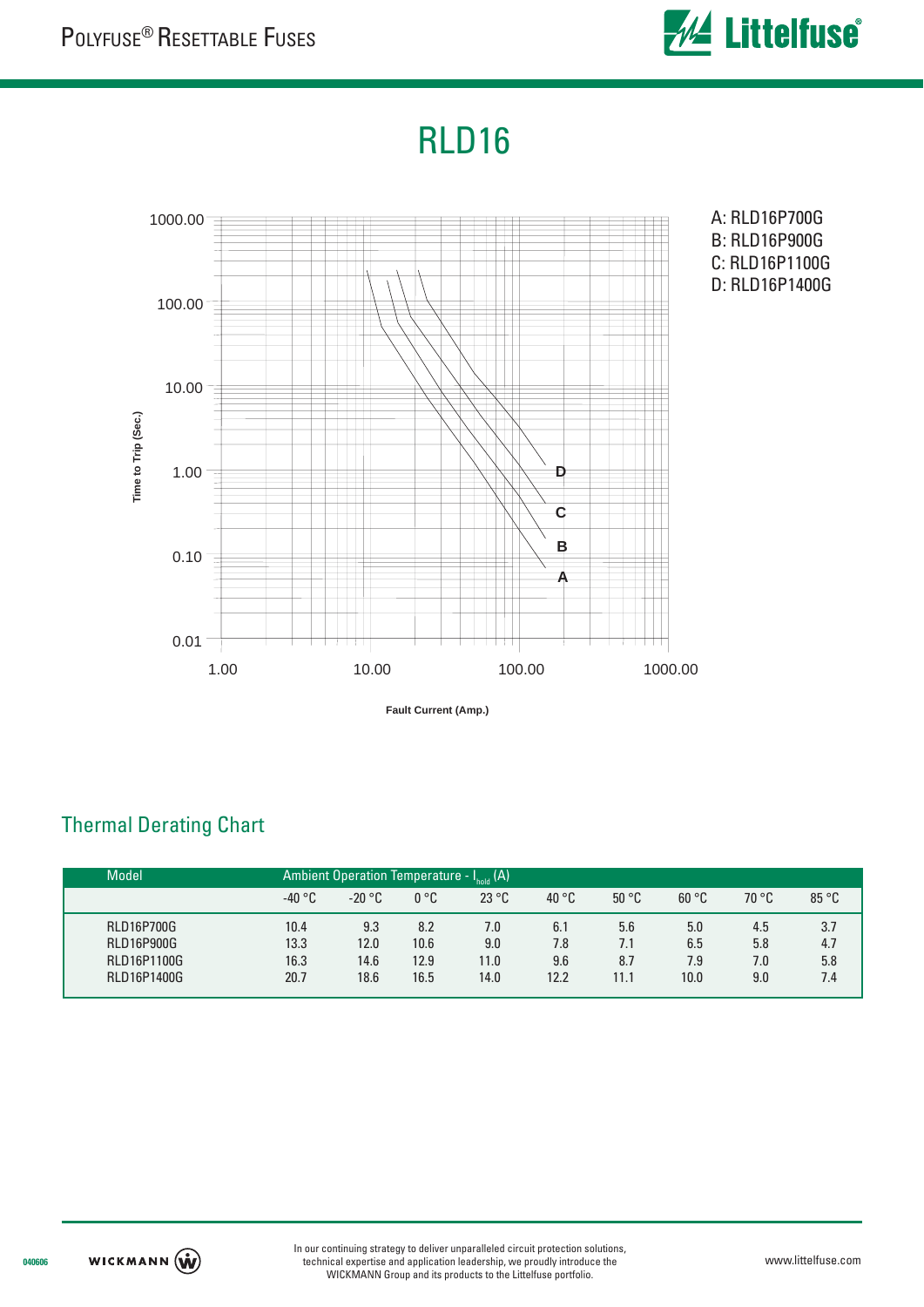# RLD16

A: RLD16P700G
B: RLD16P900G
C: RLD16P1100G
D: RLD16P1400G

Time to Trip (Sec.)

1000.00
100.00
10.00
1.00
0.10
0.01

1.00 10.00 100.00 1000.00

Fault Current (Amp.)

## Thermal Derating Chart

| Model | Ambient Operation Temperature - $I_{hold}$ (A) | | | | | | | | |
|---|---|---|---|---|---|---|---|---|---|
| | -40 °C | -20 °C | 0 °C | 23 °C | 40 °C | 50 °C | 60 °C | 70 °C | 85 °C |
| RLD16P700G | 10.4 | 9.3 | 8.2 | 7.0 | 6.1 | 5.6 | 5.0 | 4.5 | 3.7 |
| RLD16P900G | 13.3 | 12.0 | 10.6 | 9.0 | 7.8 | 7.1 | 6.5 | 5.8 | 4.7 |
| RLD16P1100G | 16.3 | 14.6 | 12.9 | 11.0 | 9.6 | 8.7 | 7.9 | 7.0 | 5.8 |
| RLD16P1400G | 20.7 | 18.6 | 16.5 | 14.0 | 12.2 | 11.1 | 10.0 | 9.0 | 7.4 |

In our continuing strategy to deliver unparalleled circuit protection solutions, technical expertise and application leadership, we proudly introduce the WICKMANN Group and its products to the Littelfuse portfolio.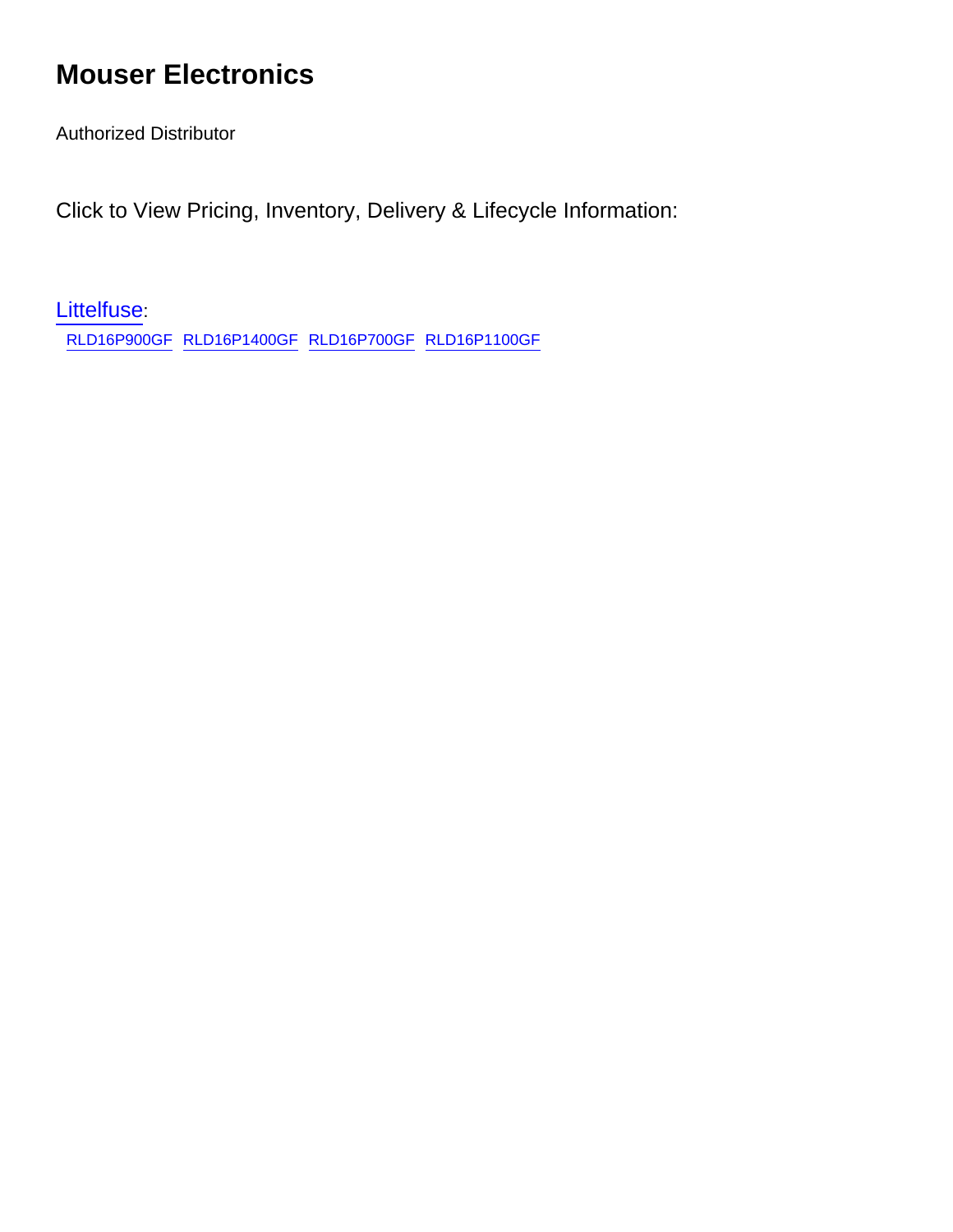# Mouser Electronics

Authorized Distributor

Click to View Pricing, Inventory, Delivery & Lifecycle Information:

Littelfuse:

RLD16P900GF RLD16P1400GF RLD16P700GF RLD16P1100GF